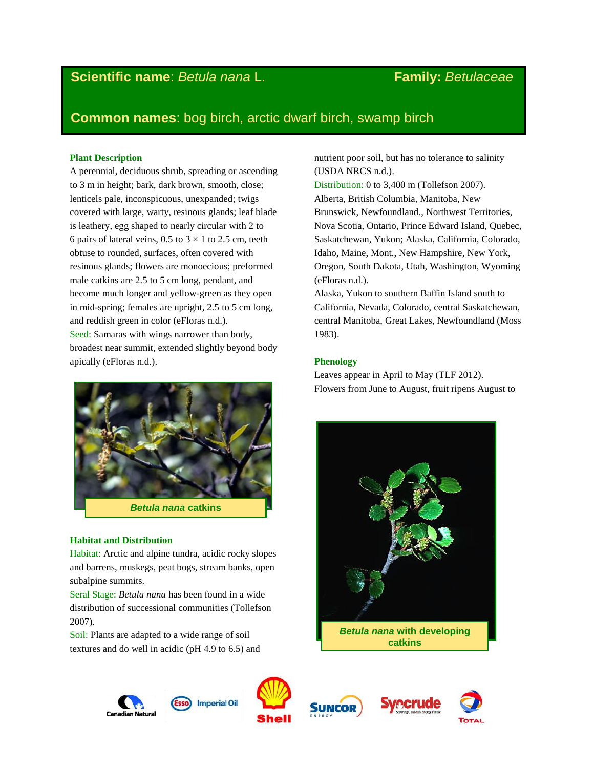**Scientific name**: *Betula nana* L. **Family:** *Betulaceae*

**Common names**: bog birch, arctic dwarf birch, swamp birch

## Plant Description

A perennial, deciduous shrub, spreading or ascending to 3 m in height; bark, dark brown, smooth, close; lenticels pale, inconspicuous, unexpanded; twigs covered with large, warty, resinous glands; leaf blade is leathery, egg shaped to nearly circular with 2 to 6 pairs of lateral veins, 0.5 to 3 × 1 to 2.5 cm, teeth obtuse to rounded, surfaces, often covered with resinous glands; flowers are monoecious; preformed male catkins are 2.5 to 5 cm long, pendant, and become much longer and yellow-green as they open in mid-spring; females are upright, 2.5 to 5 cm long, and reddish green in color (eFloras n.d.).

Seed: Samaras with wings narrower than body, broadest near summit, extended slightly beyond body apically (eFloras n.d.).

*Betula nana* catkins

## Habitat and Distribution

Habitat: Arctic and alpine tundra, acidic rocky slopes and barrens, muskegs, peat bogs, stream banks, open subalpine summits.

Seral Stage: *Betula nana* has been found in a wide distribution of successional communities (Tollefson 2007).

Soil: Plants are adapted to a wide range of soil textures and do well in acidic (pH 4.9 to 6.5) and nutrient poor soil, but has no tolerance to salinity (USDA NRCS n.d.).

Distribution: 0 to 3,400 m (Tollefson 2007).
Alberta, British Columbia, Manitoba, New Brunswick, Newfoundland., Northwest Territories, Nova Scotia, Ontario, Prince Edward Island, Quebec, Saskatchewan, Yukon; Alaska, California, Colorado, Idaho, Maine, Mont., New Hampshire, New York, Oregon, South Dakota, Utah, Washington, Wyoming (eFloras n.d.).
Alaska, Yukon to southern Baffin Island south to California, Nevada, Colorado, central Saskatchewan, central Manitoba, Great Lakes, Newfoundland (Moss 1983).

## Phenology

Leaves appear in April to May (TLF 2012).
Flowers from June to August, fruit ripens August to

*Betula nana* with developing catkins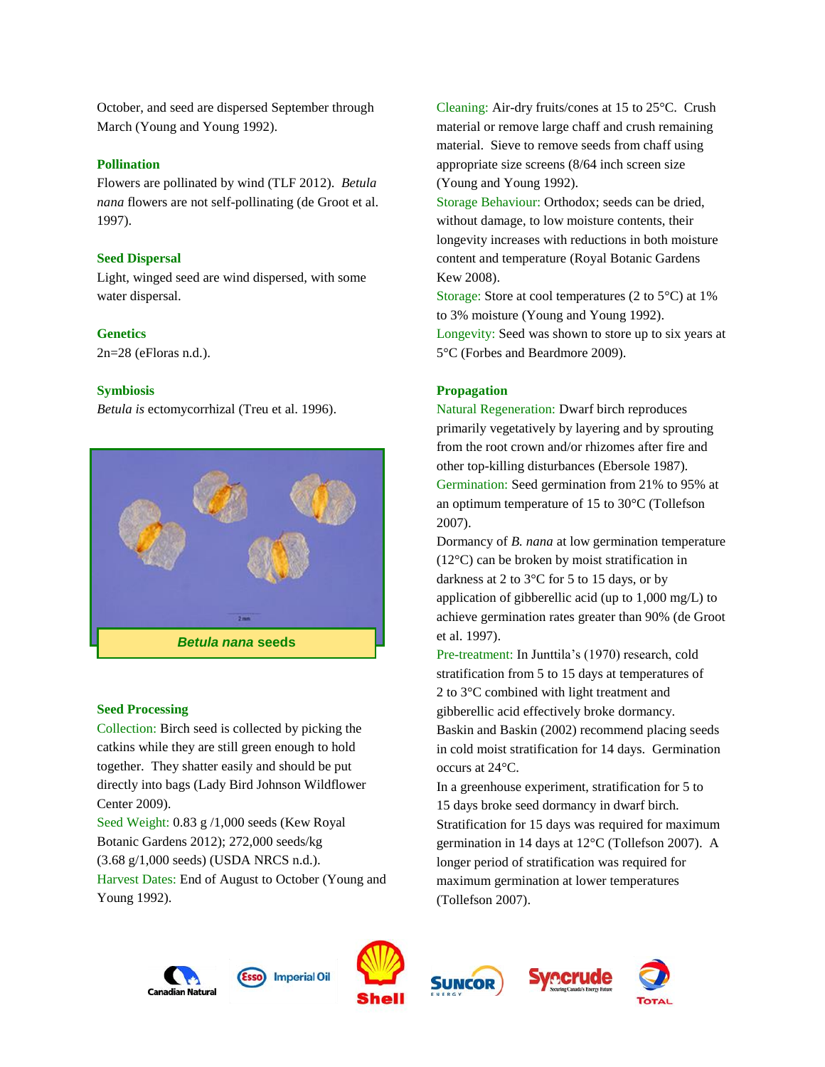October, and seed are dispersed September through March (Young and Young 1992).

### Pollination

Flowers are pollinated by wind (TLF 2012). *Betula nana* flowers are not self-pollinating (de Groot et al. 1997).

### Seed Dispersal

Light, winged seed are wind dispersed, with some water dispersal.

### Genetics

2n=28 (eFloras n.d.).

### Symbiosis

*Betula is* ectomycorrhizal (Treu et al. 1996).

***Betula nana* seeds**

### Seed Processing

Collection: Birch seed is collected by picking the catkins while they are still green enough to hold together. They shatter easily and should be put directly into bags (Lady Bird Johnson Wildflower Center 2009).

Seed Weight: 0.83 g /1,000 seeds (Kew Royal Botanic Gardens 2012); 272,000 seeds/kg (3.68 g/1,000 seeds) (USDA NRCS n.d.).

Harvest Dates: End of August to October (Young and Young 1992).

Cleaning: Air-dry fruits/cones at 15 to 25°C. Crush material or remove large chaff and crush remaining material. Sieve to remove seeds from chaff using appropriate size screens (8/64 inch screen size (Young and Young 1992).

Storage Behaviour: Orthodox; seeds can be dried, without damage, to low moisture contents, their longevity increases with reductions in both moisture content and temperature (Royal Botanic Gardens Kew 2008).

Storage: Store at cool temperatures (2 to 5°C) at 1% to 3% moisture (Young and Young 1992).

Longevity: Seed was shown to store up to six years at 5°C (Forbes and Beardmore 2009).

### Propagation

Natural Regeneration: Dwarf birch reproduces primarily vegetatively by layering and by sprouting from the root crown and/or rhizomes after fire and other top-killing disturbances (Ebersole 1987).

Germination: Seed germination from 21% to 95% at an optimum temperature of 15 to 30°C (Tollefson 2007).

Dormancy of *B. nana* at low germination temperature (12°C) can be broken by moist stratification in darkness at 2 to 3°C for 5 to 15 days, or by application of gibberellic acid (up to 1,000 mg/L) to achieve germination rates greater than 90% (de Groot et al. 1997).

Pre-treatment: In Junttila's (1970) research, cold stratification from 5 to 15 days at temperatures of 2 to 3°C combined with light treatment and gibberellic acid effectively broke dormancy.

Baskin and Baskin (2002) recommend placing seeds in cold moist stratification for 14 days. Germination occurs at 24°C.

In a greenhouse experiment, stratification for 5 to 15 days broke seed dormancy in dwarf birch. Stratification for 15 days was required for maximum germination in 14 days at 12°C (Tollefson 2007). A longer period of stratification was required for maximum germination at lower temperatures (Tollefson 2007).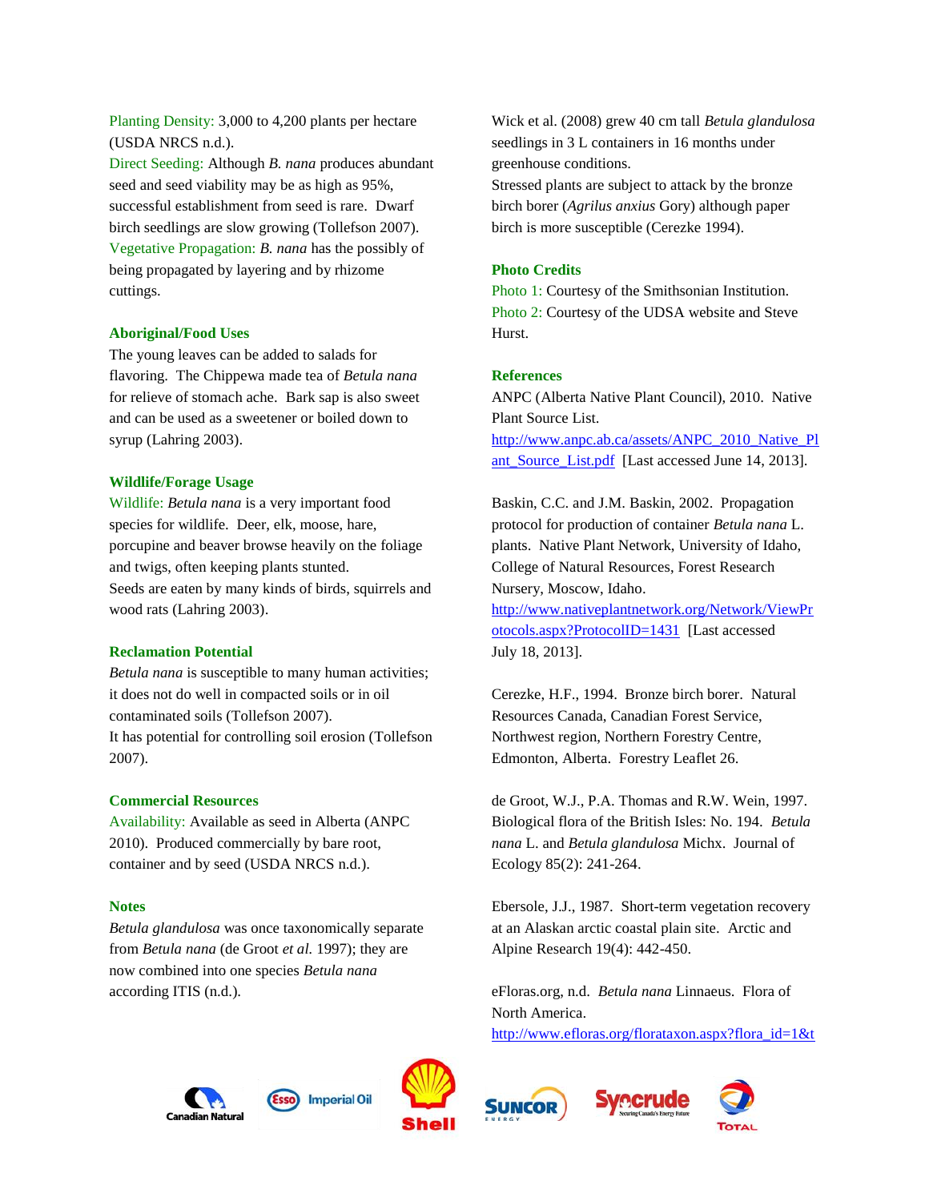**Planting Density:** 3,000 to 4,200 plants per hectare (USDA NRCS n.d.).

**Direct Seeding:** Although *B. nana* produces abundant seed and seed viability may be as high as 95%, successful establishment from seed is rare. Dwarf birch seedlings are slow growing (Tollefson 2007).

**Vegetative Propagation:** *B. nana* has the possibly of being propagated by layering and by rhizome cuttings.

### Aboriginal/Food Uses

The young leaves can be added to salads for flavoring. The Chippewa made tea of *Betula nana* for relieve of stomach ache. Bark sap is also sweet and can be used as a sweetener or boiled down to syrup (Lahring 2003).

### Wildlife/Forage Usage

**Wildlife:** *Betula nana* is a very important food species for wildlife. Deer, elk, moose, hare, porcupine and beaver browse heavily on the foliage and twigs, often keeping plants stunted.

Seeds are eaten by many kinds of birds, squirrels and wood rats (Lahring 2003).

### Reclamation Potential

*Betula nana* is susceptible to many human activities; it does not do well in compacted soils or in oil contaminated soils (Tollefson 2007).

It has potential for controlling soil erosion (Tollefson 2007).

### Commercial Resources

**Availability:** Available as seed in Alberta (ANPC 2010). Produced commercially by bare root, container and by seed (USDA NRCS n.d.).

### Notes

*Betula glandulosa* was once taxonomically separate from *Betula nana* (de Groot *et al.* 1997); they are now combined into one species *Betula nana* according to ITIS (n.d.).

Wick et al. (2008) grew 40 cm tall *Betula glandulosa* seedlings in 3 L containers in 16 months under greenhouse conditions.

Stressed plants are subject to attack by the bronze birch borer (*Agrilus anxius* Gory) although paper birch is more susceptible (Cerezke 1994).

### Photo Credits

**Photo 1:** Courtesy of the Smithsonian Institution.

**Photo 2:** Courtesy of the UDSA website and Steve Hurst.

### References

ANPC (Alberta Native Plant Council), 2010. Native Plant Source List. http://www.anpc.ab.ca/assets/ANPC_2010_Native_Plant_Source_List.pdf [Last accessed June 14, 2013].

Baskin, C.C. and J.M. Baskin, 2002. Propagation protocol for production of container *Betula nana* L. plants. Native Plant Network, University of Idaho, College of Natural Resources, Forest Research Nursery, Moscow, Idaho. http://www.nativeplantnetwork.org/Network/ViewProtocols.aspx?ProtocolID=1431 [Last accessed July 18, 2013].

Cerezke, H.F., 1994. Bronze birch borer. Natural Resources Canada, Canadian Forest Service, Northwest region, Northern Forestry Centre, Edmonton, Alberta. Forestry Leaflet 26.

de Groot, W.J., P.A. Thomas and R.W. Wein, 1997. Biological flora of the British Isles: No. 194. *Betula nana* L. and *Betula glandulosa* Michx. Journal of Ecology 85(2): 241-264.

Ebersole, J.J., 1987. Short-term vegetation recovery at an Alaskan arctic coastal plain site. Arctic and Alpine Research 19(4): 442-450.

eFloras.org, n.d. *Betula nana* Linnaeus. Flora of North America. http://www.efloras.org/florataxon.aspx?flora_id=1&t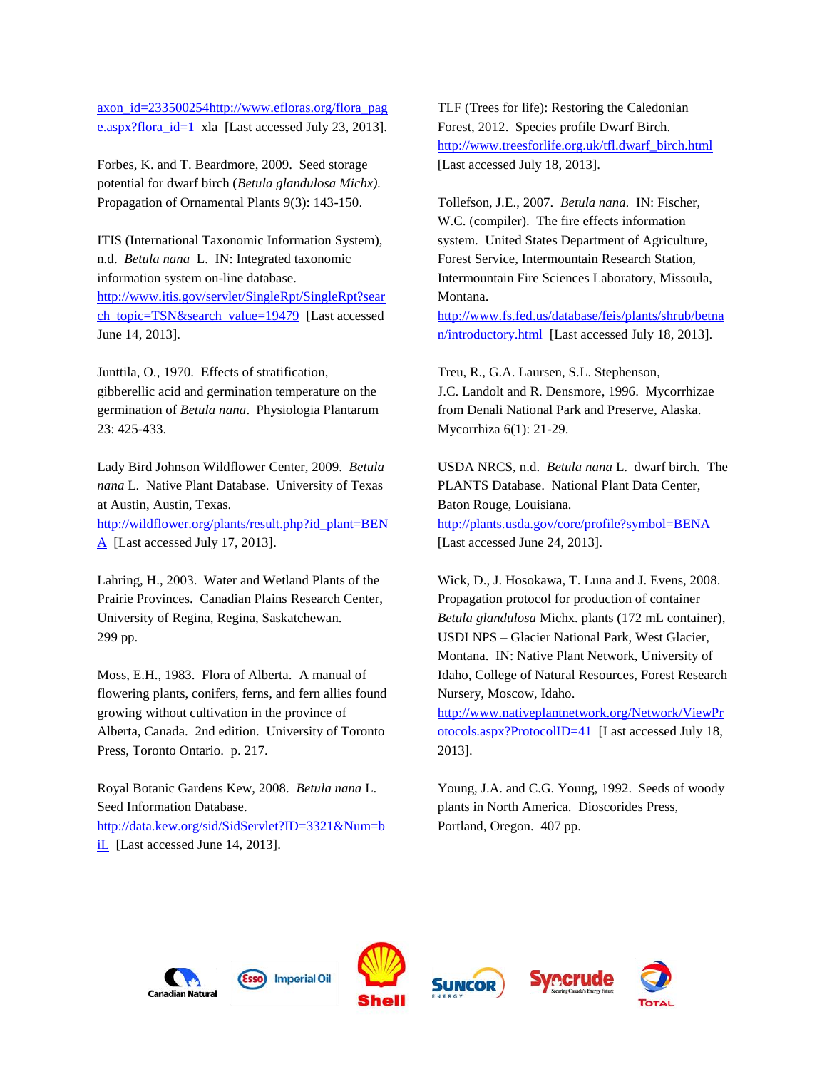axon_id=233500254http://www.efloras.org/flora_page.aspx?flora_id=1_xla [Last accessed July 23, 2013].

Forbes, K. and T. Beardmore, 2009. Seed storage potential for dwarf birch (*Betula glandulosa Michx).* Propagation of Ornamental Plants 9(3): 143-150.

ITIS (International Taxonomic Information System), n.d. *Betula nana* L. IN: Integrated taxonomic information system on-line database. http://www.itis.gov/servlet/SingleRpt/SingleRpt?search_topic=TSN&search_value=19479 [Last accessed June 14, 2013].

Junttila, O., 1970. Effects of stratification, gibberellic acid and germination temperature on the germination of *Betula nana*. Physiologia Plantarum 23: 425-433.

Lady Bird Johnson Wildflower Center, 2009. *Betula nana* L. Native Plant Database. University of Texas at Austin, Austin, Texas. http://wildflower.org/plants/result.php?id_plant=BENA [Last accessed July 17, 2013].

Lahring, H., 2003. Water and Wetland Plants of the Prairie Provinces. Canadian Plains Research Center, University of Regina, Regina, Saskatchewan. 299 pp.

Moss, E.H., 1983. Flora of Alberta. A manual of flowering plants, conifers, ferns, and fern allies found growing without cultivation in the province of Alberta, Canada. 2nd edition. University of Toronto Press, Toronto Ontario. p. 217.

Royal Botanic Gardens Kew, 2008. *Betula nana* L. Seed Information Database. http://data.kew.org/sid/SidServlet?ID=3321&Num=biL [Last accessed June 14, 2013].

TLF (Trees for life): Restoring the Caledonian Forest, 2012. Species profile Dwarf Birch. http://www.treesforlife.org.uk/tfl.dwarf_birch.html [Last accessed July 18, 2013].

Tollefson, J.E., 2007. *Betula nana*. IN: Fischer, W.C. (compiler). The fire effects information system. United States Department of Agriculture, Forest Service, Intermountain Research Station, Intermountain Fire Sciences Laboratory, Missoula, Montana. http://www.fs.fed.us/database/feis/plants/shrub/betnan/introductory.html [Last accessed July 18, 2013].

Treu, R., G.A. Laursen, S.L. Stephenson, J.C. Landolt and R. Densmore, 1996. Mycorrhizae from Denali National Park and Preserve, Alaska. Mycorrhiza 6(1): 21-29.

USDA NRCS, n.d. *Betula nana* L. dwarf birch. The PLANTS Database. National Plant Data Center, Baton Rouge, Louisiana. http://plants.usda.gov/core/profile?symbol=BENA [Last accessed June 24, 2013].

Wick, D., J. Hosokawa, T. Luna and J. Evens, 2008. Propagation protocol for production of container *Betula glandulosa* Michx. plants (172 mL container), USDI NPS – Glacier National Park, West Glacier, Montana. IN: Native Plant Network, University of Idaho, College of Natural Resources, Forest Research Nursery, Moscow, Idaho. http://www.nativeplantnetwork.org/Network/ViewProtocols.aspx?ProtocolID=41 [Last accessed July 18, 2013].

Young, J.A. and C.G. Young, 1992. Seeds of woody plants in North America. Dioscorides Press, Portland, Oregon. 407 pp.